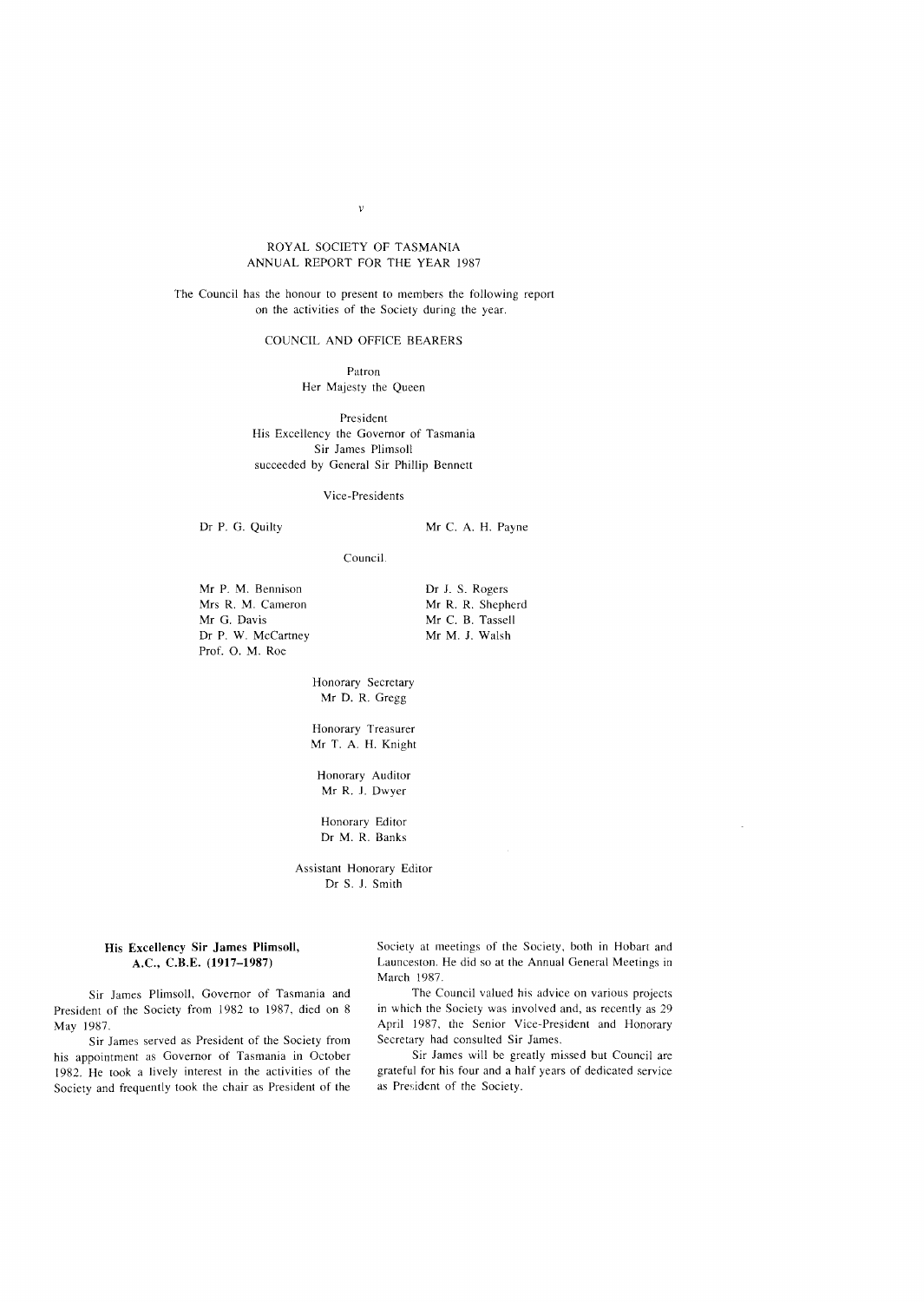# ROYAL SOCIETY OF TASMANIA
## ANNUAL REPORT FOR THE YEAR 1987

The Council has the honour to present to members the following report on the activities of the Society during the year.

### COUNCIL AND OFFICE BEARERS

**Patron**
Her Majesty the Queen

**President**
His Excellency the Governor of Tasmania
Sir James Plimsoll
succeeded by General Sir Phillip Bennett

**Vice-Presidents**

Dr P. G. Quilty
Mr C. A. H. Payne

**Council**

Mr P. M. Bennison
Mrs R. M. Cameron
Mr G. Davis
Dr P. W. McCartney
Prof. O. M. Roe
Dr J. S. Rogers
Mr R. R. Shepherd
Mr C. B. Tassell
Mr M. J. Walsh

**Honorary Secretary**
Mr D. R. Gregg

**Honorary Treasurer**
Mr T. A. H. Knight

**Honorary Auditor**
Mr R. J. Dwyer

**Honorary Editor**
Dr M. R. Banks

**Assistant Honorary Editor**
Dr S. J. Smith

### His Excellency Sir James Plimsoll, A.C., C.B.E. (1917–1987)

Sir James Plimsoll, Governor of Tasmania and President of the Society from 1982 to 1987, died on 8 May 1987.

Sir James served as President of the Society from his appointment as Governor of Tasmania in October 1982. He took a lively interest in the activities of the Society and frequently took the chair as President of the Society at meetings of the Society, both in Hobart and Launceston. He did so at the Annual General Meetings in March 1987.

The Council valued his advice on various projects in which the Society was involved and, as recently as 29 April 1987, the Senior Vice-President and Honorary Secretary had consulted Sir James.

Sir James will be greatly missed but Council are grateful for his four and a half years of dedicated service as President of the Society.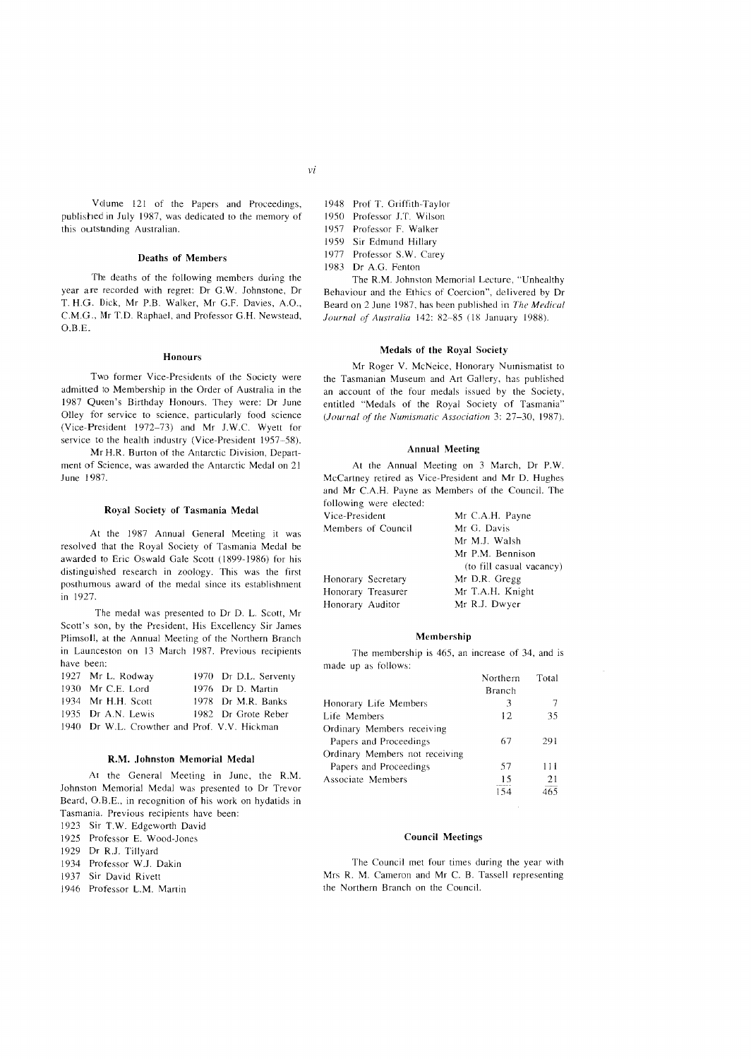Volume 121 of the Papers and Proceedings, published in July 1987, was dedicated to the memory of this outstanding Australian.

### Deaths of Members

The deaths of the following members during the year are recorded with regret: Dr G.W. Johnstone, Dr T. H.G. Dick, Mr P.B. Walker, Mr G.F. Davies, A.O., C.M.G., Mr T.D. Raphael, and Professor G.H. Newstead, O.B.E.

### Honours

Two former Vice-Presidents of the Society were admitted to Membership in the Order of Australia in the 1987 Queen's Birthday Honours. They were: Dr June Olley for service to science, particularly food science (Vice-President 1972–73) and Mr J.W.C. Wyett for service to the health industry (Vice-President 1957–58).

Mr H.R. Burton of the Antarctic Division, Department of Science, was awarded the Antarctic Medal on 21 June 1987.

### Royal Society of Tasmania Medal

At the 1987 Annual General Meeting it was resolved that the Royal Society of Tasmania Medal be awarded to Eric Oswald Gale Scott (1899-1986) for his distinguished research in zoology. This was the first posthumous award of the medal since its establishment in 1927.

The medal was presented to Dr D. L. Scott, Mr Scott's son, by the President, His Excellency Sir James Plimsoll, at the Annual Meeting of the Northern Branch in Launceston on 13 March 1987. Previous recipients have been:

1927 Mr L. Rodway
1930 Mr C.E. Lord
1934 Mr H.H. Scott
1935 Dr A.N. Lewis
1940 Dr W.L. Crowther and Prof. V.V. Hickman
1970 Dr D.L. Serventy
1976 Dr D. Martin
1978 Dr M.R. Banks
1982 Dr Grote Reber

### R.M. Johnston Memorial Medal

At the General Meeting in June, the R.M. Johnston Memorial Medal was presented to Dr Trevor Beard, O.B.E., in recognition of his work on hydatids in Tasmania. Previous recipients have been:

1923 Sir T.W. Edgeworth David
1925 Professor E. Wood-Jones
1929 Dr R.J. Tillyard
1934 Professor W.J. Dakin
1937 Sir David Rivett
1946 Professor L.M. Martin
1948 Prof T. Griffith-Taylor
1950 Professor J.T. Wilson
1957 Professor F. Walker
1959 Sir Edmund Hillary
1977 Professor S.W. Carey
1983 Dr A.G. Fenton

The R.M. Johnston Memorial Lecture, "Unhealthy Behaviour and the Ethics of Coercion", delivered by Dr Beard on 2 June 1987, has been published in *The Medical Journal of Australia* 142: 82–85 (18 January 1988).

### Medals of the Royal Society

Mr Roger V. McNeice, Honorary Numismatist to the Tasmanian Museum and Art Gallery, has published an account of the four medals issued by the Society, entitled "Medals of the Royal Society of Tasmania" (*Journal of the Numismatic Association* 3: 27–30, 1987).

### Annual Meeting

At the Annual Meeting on 3 March, Dr P.W. McCartney retired as Vice-President and Mr D. Hughes and Mr C.A.H. Payne as Members of the Council. The following were elected:

| | |
|---|---|
| Vice-President | Mr C.A.H. Payne |
| Members of Council | Mr G. Davis |
| | Mr M.J. Walsh |
| | Mr P.M. Bennison (to fill casual vacancy) |
| Honorary Secretary | Mr D.R. Gregg |
| Honorary Treasurer | Mr T.A.H. Knight |
| Honorary Auditor | Mr R.J. Dwyer |

### Membership

The membership is 465, an increase of 34, and is made up as follows:

| | Northern Branch | Total |
|---|---|---|
| Honorary Life Members | 3 | 7 |
| Life Members | 12 | 35 |
| Ordinary Members receiving Papers and Proceedings | 67 | 291 |
| Ordinary Members not receiving Papers and Proceedings | 57 | 111 |
| Associate Members | 15 | 21 |
| | 154 | 465 |

### Council Meetings

The Council met four times during the year with Mrs R. M. Cameron and Mr C. B. Tassell representing the Northern Branch on the Council.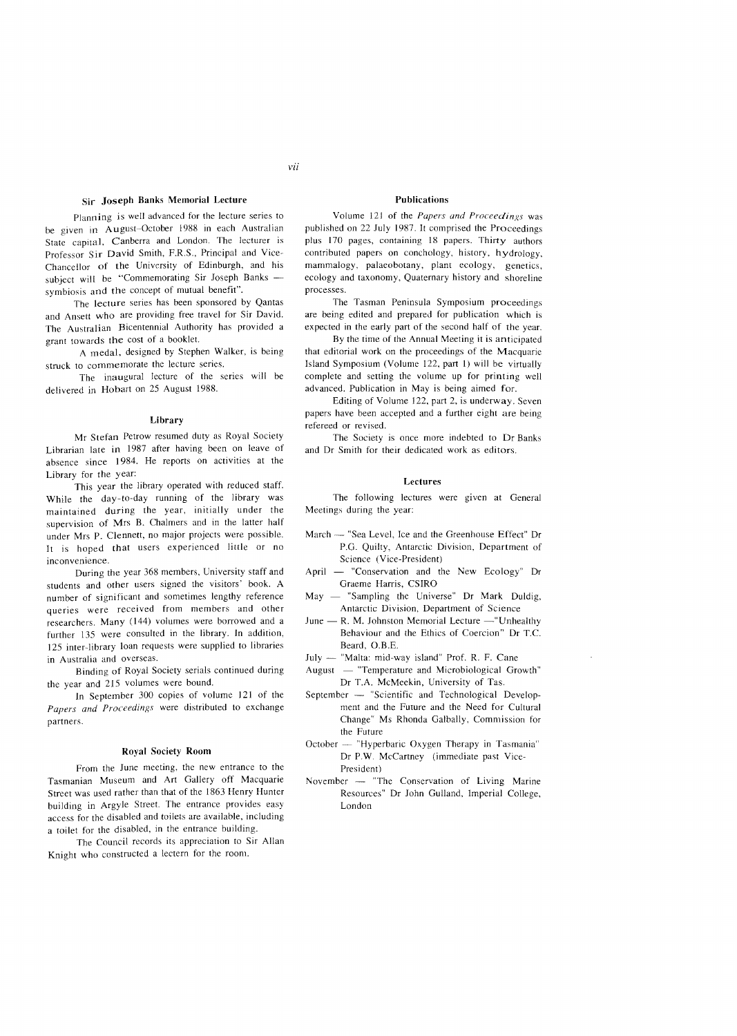## Sir Joseph Banks Memorial Lecture

Planning is well advanced for the lecture series to be given in August–October 1988 in each Australian State capital, Canberra and London. The lecturer is Professor Sir David Smith, F.R.S., Principal and Vice-Chancellor of the University of Edinburgh, and his subject will be "Commemorating Sir Joseph Banks — symbiosis and the concept of mutual benefit".

The lecture series has been sponsored by Qantas and Ansett who are providing free travel for Sir David. The Australian Bicentennial Authority has provided a grant towards the cost of a booklet.

A medal, designed by Stephen Walker, is being struck to commemorate the lecture series.

The inaugural lecture of the series will be delivered in Hobart on 25 August 1988.

## Library

Mr Stefan Petrow resumed duty as Royal Society Librarian late in 1987 after having been on leave of absence since 1984. He reports on activities at the Library for the year:

This year the library operated with reduced staff. While the day-to-day running of the library was maintained during the year, initially under the supervision of Mrs B. Chalmers and in the latter half under Mrs P. Clennett, no major projects were possible. It is hoped that users experienced little or no inconvenience.

During the year 368 members, University staff and students and other users signed the visitors' book. A number of significant and sometimes lengthy reference queries were received from members and other researchers. Many (144) volumes were borrowed and a further 135 were consulted in the library. In addition, 125 inter-library loan requests were supplied to libraries in Australia and overseas.

Binding of Royal Society serials continued during the year and 215 volumes were bound.

In September 300 copies of volume 121 of the *Papers and Proceedings* were distributed to exchange partners.

## Royal Society Room

From the June meeting, the new entrance to the Tasmanian Museum and Art Gallery off Macquarie Street was used rather than that of the 1863 Henry Hunter building in Argyle Street. The entrance provides easy access for the disabled and toilets are available, including a toilet for the disabled, in the entrance building.

The Council records its appreciation to Sir Allan Knight who constructed a lectern for the room.

## Publications

Volume 121 of the *Papers and Proceedings* was published on 22 July 1987. It comprised the Proceedings plus 170 pages, containing 18 papers. Thirty authors contributed papers on conchology, history, hydrology, mammalogy, palaeobotany, plant ecology, genetics, ecology and taxonomy, Quaternary history and shoreline processes.

The Tasman Peninsula Symposium proceedings are being edited and prepared for publication which is expected in the early part of the second half of the year.

By the time of the Annual Meeting it is anticipated that editorial work on the proceedings of the Macquarie Island Symposium (Volume 122, part 1) will be virtually complete and setting the volume up for printing well advanced. Publication in May is being aimed for.

Editing of Volume 122, part 2, is underway. Seven papers have been accepted and a further eight are being refereed or revised.

The Society is once more indebted to Dr Banks and Dr Smith for their dedicated work as editors.

## Lectures

The following lectures were given at General Meetings during the year:

- March — "Sea Level, Ice and the Greenhouse Effect" Dr P.G. Quilty, Antarctic Division, Department of Science (Vice-President)
- April — "Conservation and the New Ecology" Dr Graeme Harris, CSIRO
- May — "Sampling the Universe" Dr Mark Duldig, Antarctic Division, Department of Science
- June — R. M. Johnston Memorial Lecture —"Unhealthy Behaviour and the Ethics of Coercion" Dr T.C. Beard, O.B.E.
- July — "Malta: mid-way island" Prof. R. F. Cane
- August — "Temperature and Microbiological Growth" Dr T.A. McMeekin, University of Tas.
- September — "Scientific and Technological Development and the Future and the Need for Cultural Change" Ms Rhonda Galbally, Commission for the Future
- October — "Hyperbaric Oxygen Therapy in Tasmania" Dr P.W. McCartney (immediate past Vice-President)
- November — "The Conservation of Living Marine Resources" Dr John Gulland, Imperial College, London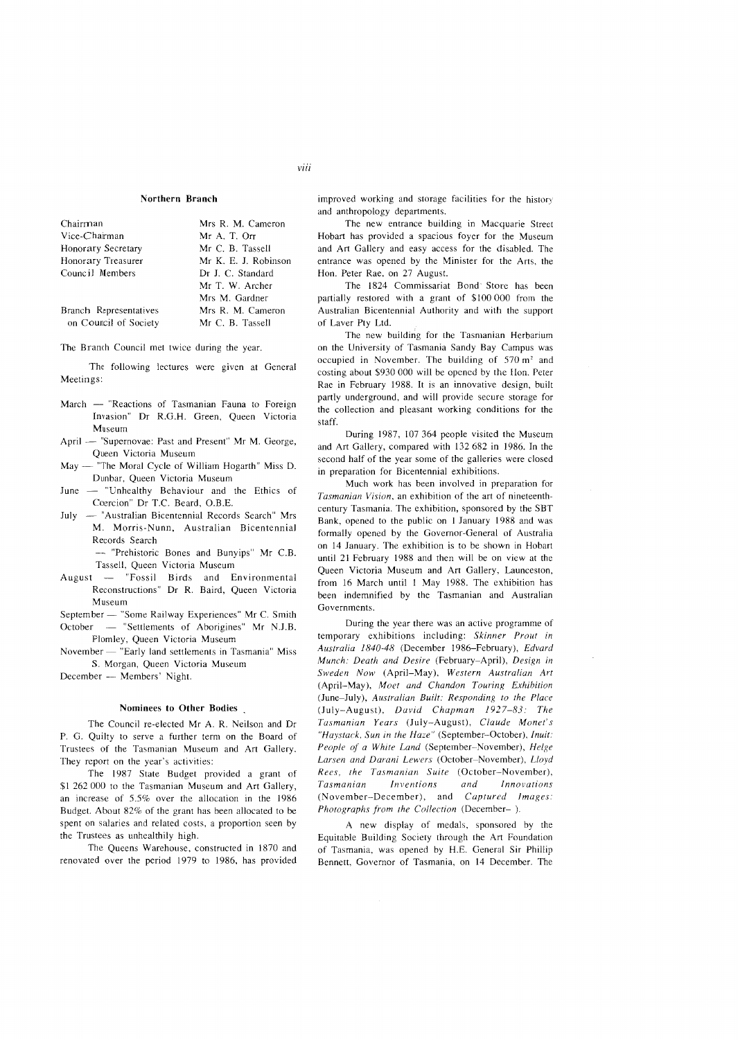## Northern Branch

| | |
|---|---|
| Chairman | Mrs R. M. Cameron |
| Vice-Chairman | Mr A. T. Orr |
| Honorary Secretary | Mr C. B. Tassell |
| Honorary Treasurer | Mr K. E. J. Robinson |
| Council Members | Dr J. C. Standard |
| | Mr T. W. Archer |
| | Mrs M. Gardner |
| Branch Representatives on Council of Society | Mrs R. M. Cameron |
| | Mr C. B. Tassell |

The Branch Council met twice during the year.

The following lectures were given at General Meetings:

March — "Reactions of Tasmanian Fauna to Foreign Invasion" Dr R.G.H. Green, Queen Victoria Museum

April — "Supernovae: Past and Present" Mr M. George, Queen Victoria Museum

May — "The Moral Cycle of William Hogarth" Miss D. Dunbar, Queen Victoria Museum

June — "Unhealthy Behaviour and the Ethics of Coercion" Dr T.C. Beard, O.B.E.

July — "Australian Bicentennial Records Search" Mrs M. Morris-Nunn, Australian Bicentennial Records Search

— "Prehistoric Bones and Bunyips" Mr C.B. Tassell, Queen Victoria Museum

August — "Fossil Birds and Environmental Reconstructions" Dr R. Baird, Queen Victoria Museum

September — "Some Railway Experiences" Mr C. Smith

October — "Settlements of Aborigines" Mr N.J.B. Plomley, Queen Victoria Museum

November — "Early land settlements in Tasmania" Miss S. Morgan, Queen Victoria Museum

December — Members' Night.

### Nominees to Other Bodies

The Council re-elected Mr A. R. Neilson and Dr P. G. Quilty to serve a further term on the Board of Trustees of the Tasmanian Museum and Art Gallery. They report on the year's activities:

The 1987 State Budget provided a grant of $1 262 000 to the Tasmanian Museum and Art Gallery, an increase of 5.5% over the allocation in the 1986 Budget. About 82% of the grant has been allocated to be spent on salaries and related costs, a proportion seen by the Trustees as unhealthily high.

The Queens Warehouse, constructed in 1870 and renovated over the period 1979 to 1986, has provided improved working and storage facilities for the history and anthropology departments.

The new entrance building in Macquarie Street Hobart has provided a spacious foyer for the Museum and Art Gallery and easy access for the disabled. The entrance was opened by the Minister for the Arts, the Hon. Peter Rae, on 27 August.

The 1824 Commissariat Bond Store has been partially restored with a grant of $100 000 from the Australian Bicentennial Authority and with the support of Laver Pty Ltd.

The new building for the Tasmanian Herbarium on the University of Tasmania Sandy Bay Campus was occupied in November. The building of 570 m$^2$ and costing about $930 000 will be opened by the Hon. Peter Rae in February 1988. It is an innovative design, built partly underground, and will provide secure storage for the collection and pleasant working conditions for the staff.

During 1987, 107 364 people visited the Museum and Art Gallery, compared with 132 682 in 1986. In the second half of the year some of the galleries were closed in preparation for Bicentennial exhibitions.

Much work has been involved in preparation for *Tasmanian Vision*, an exhibition of the art of nineteenth-century Tasmania. The exhibition, sponsored by the SBT Bank, opened to the public on 1 January 1988 and was formally opened by the Governor-General of Australia on 14 January. The exhibition is to be shown in Hobart until 21 February 1988 and then will be on view at the Queen Victoria Museum and Art Gallery, Launceston, from 16 March until 1 May 1988. The exhibition has been indemnified by the Tasmanian and Australian Governments.

During the year there was an active programme of temporary exhibitions including: *Skinner Prout in Australia 1840-48* (December 1986–February), *Edvard Munch: Death and Desire* (February–April), *Design in Sweden Now* (April–May), *Western Australian Art* (April–May), *Moet and Chandon Touring Exhibition* (June–July), *Australian Built: Responding to the Place* (July–August), *David Chapman 1927–83: The Tasmanian Years* (July–August), *Claude Monet's "Haystack, Sun in the Haze"* (September–October), *Inuit: People of a White Land* (September–November), *Helge Larsen and Darani Lewers* (October–November), *Lloyd Rees, the Tasmanian Suite* (October–November), *Tasmanian Inventions and Innovations* (November–December), and *Captured Images: Photographs from the Collection* (December– ).

A new display of medals, sponsored by the Equitable Building Society through the Art Foundation of Tasmania, was opened by H.E. General Sir Phillip Bennett, Governor of Tasmania, on 14 December. The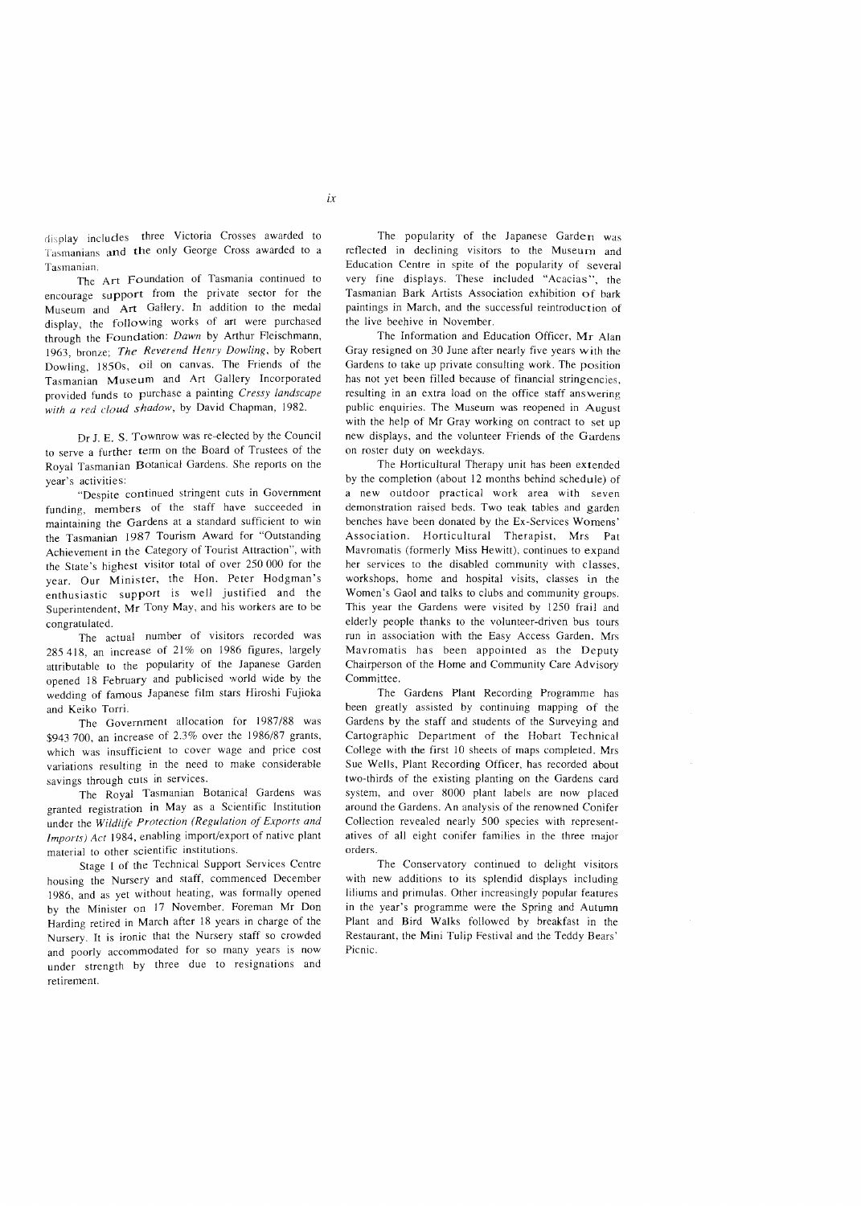display includes three Victoria Crosses awarded to Tasmanians and the only George Cross awarded to a Tasmanian.

The Art Foundation of Tasmania continued to encourage support from the private sector for the Museum and Art Gallery. In addition to the medal display, the following works of art were purchased through the Foundation: *Dawn* by Arthur Fleischmann, 1963, bronze; *The Reverend Henry Dowling*, by Robert Dowling, 1850s, oil on canvas. The Friends of the Tasmanian Museum and Art Gallery Incorporated provided funds to purchase a painting *Cressy landscape with a red cloud shadow*, by David Chapman, 1982.

Dr J. E. S. Townrow was re-elected by the Council to serve a further term on the Board of Trustees of the Royal Tasmanian Botanical Gardens. She reports on the year's activities:

"Despite continued stringent cuts in Government funding, members of the staff have succeeded in maintaining the Gardens at a standard sufficient to win the Tasmanian 1987 Tourism Award for "Outstanding Achievement in the Category of Tourist Attraction", with the State's highest visitor total of over 250 000 for the year. Our Minister, the Hon. Peter Hodgman's enthusiastic support is well justified and the Superintendent, Mr Tony May, and his workers are to be congratulated.

The actual number of visitors recorded was 285 418, an increase of 21% on 1986 figures, largely attributable to the popularity of the Japanese Garden opened 18 February and publicised world wide by the wedding of famous Japanese film stars Hiroshi Fujioka and Keiko Torri.

The Government allocation for 1987/88 was $943 700, an increase of 2.3% over the 1986/87 grants, which was insufficient to cover wage and price cost variations resulting in the need to make considerable savings through cuts in services.

The Royal Tasmanian Botanical Gardens was granted registration in May as a Scientific Institution under the *Wildlife Protection (Regulation of Exports and Imports) Act* 1984, enabling import/export of native plant material to other scientific institutions.

Stage 1 of the Technical Support Services Centre housing the Nursery and staff, commenced December 1986, and as yet without heating, was formally opened by the Minister on 17 November. Foreman Mr Don Harding retired in March after 18 years in charge of the Nursery. It is ironic that the Nursery staff so crowded and poorly accommodated for so many years is now under strength by three due to resignations and retirement.

The popularity of the Japanese Garden was reflected in declining visitors to the Museum and Education Centre in spite of the popularity of several very fine displays. These included "Acacias", the Tasmanian Bark Artists Association exhibition of bark paintings in March, and the successful reintroduction of the live beehive in November.

The Information and Education Officer, Mr Alan Gray resigned on 30 June after nearly five years with the Gardens to take up private consulting work. The position has not yet been filled because of financial stringencies, resulting in an extra load on the office staff answering public enquiries. The Museum was reopened in August with the help of Mr Gray working on contract to set up new displays, and the volunteer Friends of the Gardens on roster duty on weekdays.

The Horticultural Therapy unit has been extended by the completion (about 12 months behind schedule) of a new outdoor practical work area with seven demonstration raised beds. Two teak tables and garden benches have been donated by the Ex-Services Womens' Association. Horticultural Therapist, Mrs Pat Mavromatis (formerly Miss Hewitt), continues to expand her services to the disabled community with classes, workshops, home and hospital visits, classes in the Women's Gaol and talks to clubs and community groups. This year the Gardens were visited by 1250 frail and elderly people thanks to the volunteer-driven bus tours run in association with the Easy Access Garden. Mrs Mavromatis has been appointed as the Deputy Chairperson of the Home and Community Care Advisory Committee.

The Gardens Plant Recording Programme has been greatly assisted by continuing mapping of the Gardens by the staff and students of the Surveying and Cartographic Department of the Hobart Technical College with the first 10 sheets of maps completed. Mrs Sue Wells, Plant Recording Officer, has recorded about two-thirds of the existing planting on the Gardens card system, and over 8000 plant labels are now placed around the Gardens. An analysis of the renowned Conifer Collection revealed nearly 500 species with representatives of all eight conifer families in the three major orders.

The Conservatory continued to delight visitors with new additions to its splendid displays including liliums and primulas. Other increasingly popular features in the year's programme were the Spring and Autumn Plant and Bird Walks followed by breakfast in the Restaurant, the Mini Tulip Festival and the Teddy Bears' Picnic.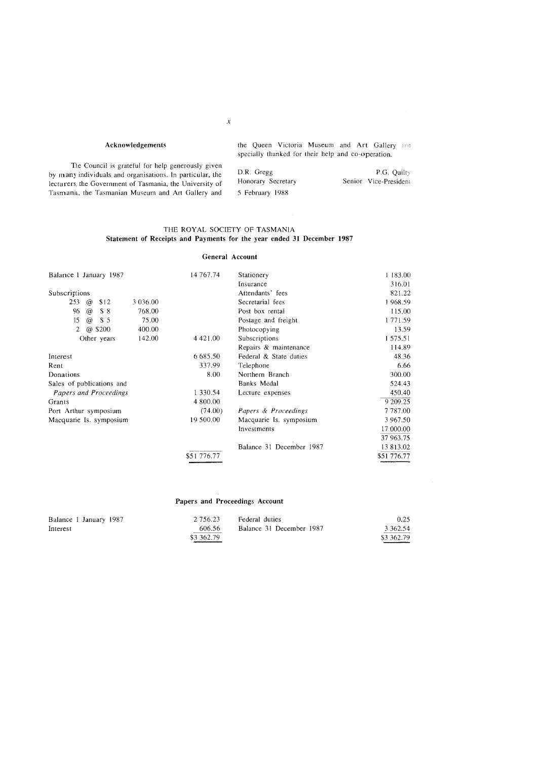## Acknowledgements

The Council is grateful for help generously given by many individuals and organisations. In particular, the lecturers, the Government of Tasmania, the University of Tasmania, the Tasmanian Museum and Art Gallery and the Queen Victoria Museum and Art Gallery are specially thanked for their help and co-operation.

D.R. Gregg
Honorary Secretary

P.G. Quilty
Senior Vice-President

5 February 1988

## THE ROYAL SOCIETY OF TASMANIA

### Statement of Receipts and Payments for the year ended 31 December 1987

#### General Account

| | | | | |
|---|---|---|---|---|
| Balance 1 January 1987 | | 14 767.74 | Stationery | 1 183.00 |
| | | | Insurance | 316.01 |
| Subscriptions | | | Attendants' fees | 821.22 |
| 253 @ $12 | 3 036.00 | | Secretarial fees | 1 968.59 |
| 96 @ $ 8 | 768.00 | | Post box rental | 115.00 |
| 15 @ $ 5 | 75.00 | | Postage and freight | 1 771.59 |
| 2 @ $200 | 400.00 | | Photocopying | 13.59 |
| Other years | 142.00 | 4 421.00 | Subscriptions | 1 575.51 |
| | | | Repairs & maintenance | 114.89 |
| Interest | | 6 685.50 | Federal & State duties | 48.36 |
| Rent | | 337.99 | Telephone | 6.66 |
| Donations | | 8.00 | Northern Branch | 300.00 |
| Sales of publications and | | | Banks Medal | 524.43 |
| *Papers and Proceedings* | | 1 330.54 | Lecture expenses | 450.40 |
| Grants | | 4 800.00 | | 9 209.25 |
| Port Arthur symposium | | (74.00) | *Papers & Proceedings* | 7 787.00 |
| Macquarie Is. symposium | | 19 500.00 | Macquarie Is. symposium | 3 967.50 |
| | | | Investments | 17 000.00 |
| | | | | 37 963.75 |
| | | | Balance 31 December 1987 | 13 813.02 |
| | | $51 776.77 | | $51 776.77 |

#### Papers and Proceedings Account

| | | | |
|---|---|---|---|
| Balance 1 January 1987 | 2 756.23 | Federal duties | 0.25 |
| Interest | 606.56 | Balance 31 December 1987 | 3 362.54 |
| | $3 362.79 | | $3 362.79 |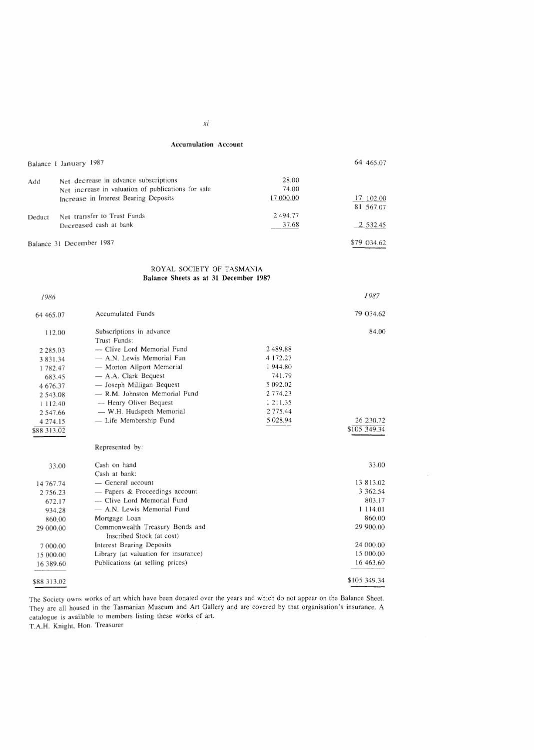## Accumulation Account

| | | | |
|---|---|---|---|
| Balance 1 January 1987 | | | 64 465.07 |
| Add | Net decrease in advance subscriptions | 28.00 | |
| | Net increase in valuation of publications for sale | 74.00 | |
| | Increase in Interest Bearing Deposits | 17 000.00 | 17 102.00 |
| | | | 81 567.07 |
| Deduct | Net transfer to Trust Funds | 2 494.77 | |
| | Decreased cash at bank | 37.68 | 2 532.45 |
| Balance 31 December 1987 | | | $79 034.62 |

ROYAL SOCIETY OF TASMANIA
**Balance Sheets as at 31 December 1987**

| *1986* | | | *1987* |
|---|---|---|---|
| 64 465.07 | Accumulated Funds | | 79 034.62 |
| 112.00 | Subscriptions in advance | | 84.00 |
| | Trust Funds: | | |
| 2 285.03 | — Clive Lord Memorial Fund | 2 489.88 | |
| 3 831.34 | — A.N. Lewis Memorial Fun | 4 172.27 | |
| 1 782.47 | — Morton Allport Memorial | 1 944.80 | |
| 683.45 | — A.A. Clark Bequest | 741.79 | |
| 4 676.37 | — Joseph Milligan Bequest | 5 092.02 | |
| 2 543.08 | — R.M. Johnston Memorial Fund | 2 774.23 | |
| 1 112.40 | — Henry Oliver Bequest | 1 211.35 | |
| 2 547.66 | — W.H. Hudspeth Memorial | 2 775.44 | |
| 4 274.15 | — Life Membership Fund | 5 028.94 | 26 230.72 |
| $88 313.02 | | | $105 349.34 |
| | Represented by: | | |
| 33.00 | Cash on hand | | 33.00 |
| | Cash at bank: | | |
| 14 767.74 | — General account | | 13 813.02 |
| 2 756.23 | — Papers & Proceedings account | | 3 362.54 |
| 672.17 | — Clive Lord Memorial Fund | | 803.17 |
| 934.28 | — A.N. Lewis Memorial Fund | | 1 114.01 |
| 860.00 | Mortgage Loan | | 860.00 |
| 29 000.00 | Commonwealth Treasury Bonds and Inscribed Stock (at cost) | | 29 900.00 |
| 7 000.00 | Interest Bearing Deposits | | 24 000.00 |
| 15 000.00 | Library (at valuation for insurance) | | 15 000.00 |
| 16 389.60 | Publications (at selling prices) | | 16 463.60 |
| $88 313.02 | | | $105 349.34 |

The Society owns works of art which have been donated over the years and which do not appear on the Balance Sheet. They are all housed in the Tasmanian Museum and Art Gallery and are covered by that organisation's insurance. A catalogue is available to members listing these works of art.

T.A.H. Knight, Hon. Treasurer